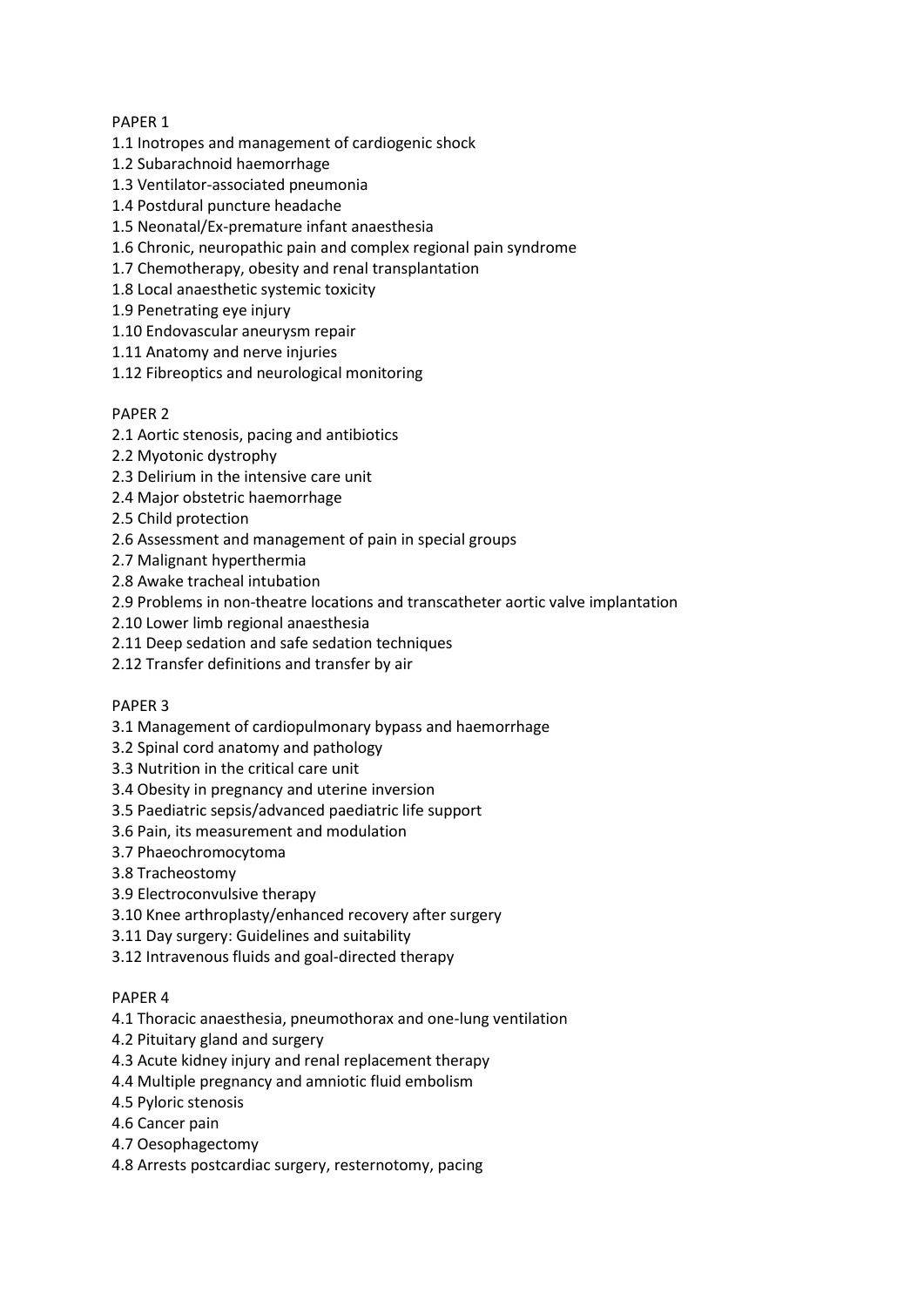PAPER 1

1.1 Inotropes and management of cardiogenic shock
1.2 Subarachnoid haemorrhage
1.3 Ventilator-associated pneumonia
1.4 Postdural puncture headache
1.5 Neonatal/Ex-premature infant anaesthesia
1.6 Chronic, neuropathic pain and complex regional pain syndrome
1.7 Chemotherapy, obesity and renal transplantation
1.8 Local anaesthetic systemic toxicity
1.9 Penetrating eye injury
1.10 Endovascular aneurysm repair
1.11 Anatomy and nerve injuries
1.12 Fibreoptics and neurological monitoring

PAPER 2

2.1 Aortic stenosis, pacing and antibiotics
2.2 Myotonic dystrophy
2.3 Delirium in the intensive care unit
2.4 Major obstetric haemorrhage
2.5 Child protection
2.6 Assessment and management of pain in special groups
2.7 Malignant hyperthermia
2.8 Awake tracheal intubation
2.9 Problems in non-theatre locations and transcatheter aortic valve implantation
2.10 Lower limb regional anaesthesia
2.11 Deep sedation and safe sedation techniques
2.12 Transfer definitions and transfer by air

PAPER 3

3.1 Management of cardiopulmonary bypass and haemorrhage
3.2 Spinal cord anatomy and pathology
3.3 Nutrition in the critical care unit
3.4 Obesity in pregnancy and uterine inversion
3.5 Paediatric sepsis/advanced paediatric life support
3.6 Pain, its measurement and modulation
3.7 Phaeochromocytoma
3.8 Tracheostomy
3.9 Electroconvulsive therapy
3.10 Knee arthroplasty/enhanced recovery after surgery
3.11 Day surgery: Guidelines and suitability
3.12 Intravenous fluids and goal-directed therapy

PAPER 4

4.1 Thoracic anaesthesia, pneumothorax and one-lung ventilation
4.2 Pituitary gland and surgery
4.3 Acute kidney injury and renal replacement therapy
4.4 Multiple pregnancy and amniotic fluid embolism
4.5 Pyloric stenosis
4.6 Cancer pain
4.7 Oesophagectomy
4.8 Arrests postcardiac surgery, resternotomy, pacing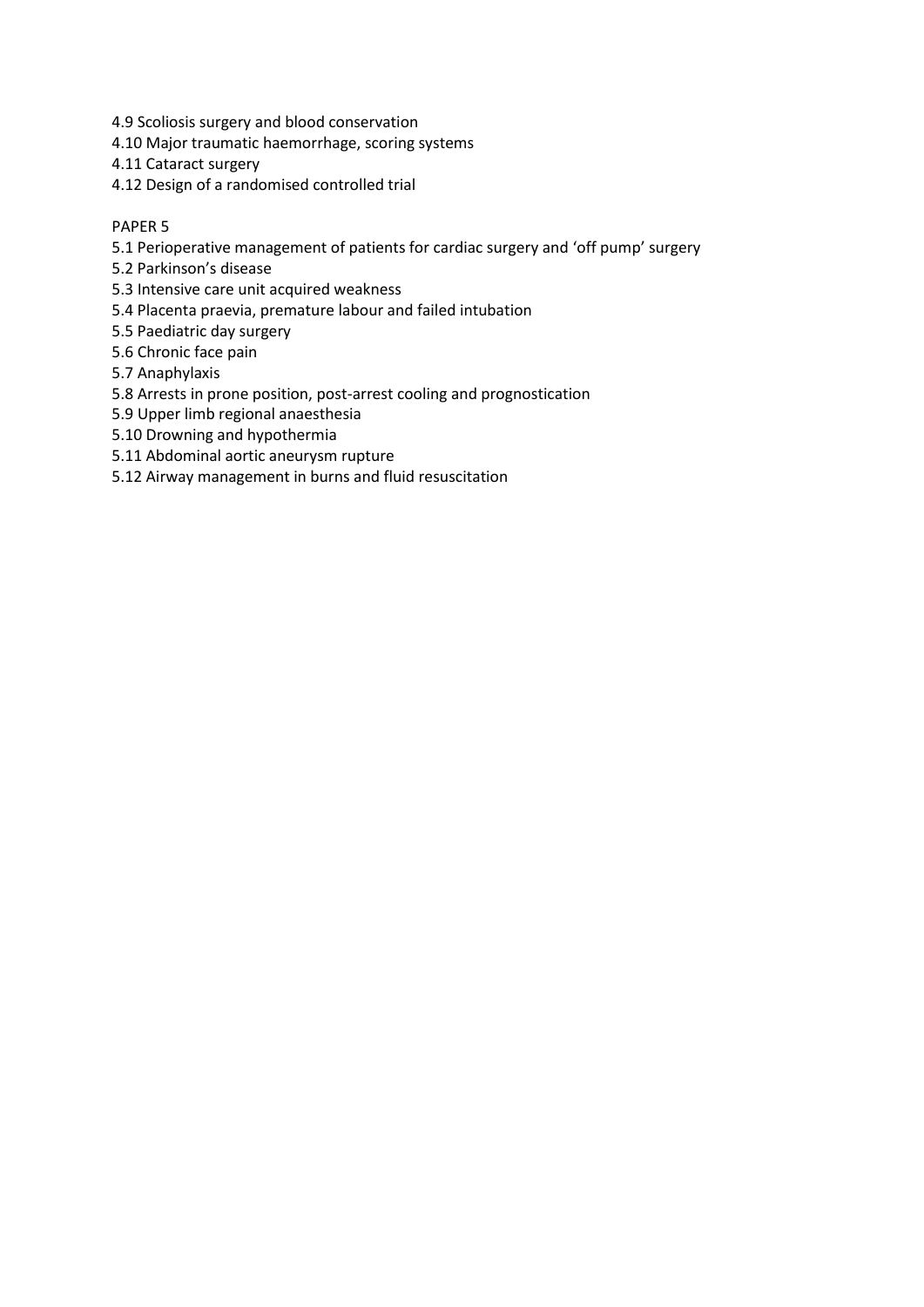4.9 Scoliosis surgery and blood conservation
4.10 Major traumatic haemorrhage, scoring systems
4.11 Cataract surgery
4.12 Design of a randomised controlled trial

PAPER 5

5.1 Perioperative management of patients for cardiac surgery and 'off pump' surgery
5.2 Parkinson's disease
5.3 Intensive care unit acquired weakness
5.4 Placenta praevia, premature labour and failed intubation
5.5 Paediatric day surgery
5.6 Chronic face pain
5.7 Anaphylaxis
5.8 Arrests in prone position, post-arrest cooling and prognostication
5.9 Upper limb regional anaesthesia
5.10 Drowning and hypothermia
5.11 Abdominal aortic aneurysm rupture
5.12 Airway management in burns and fluid resuscitation